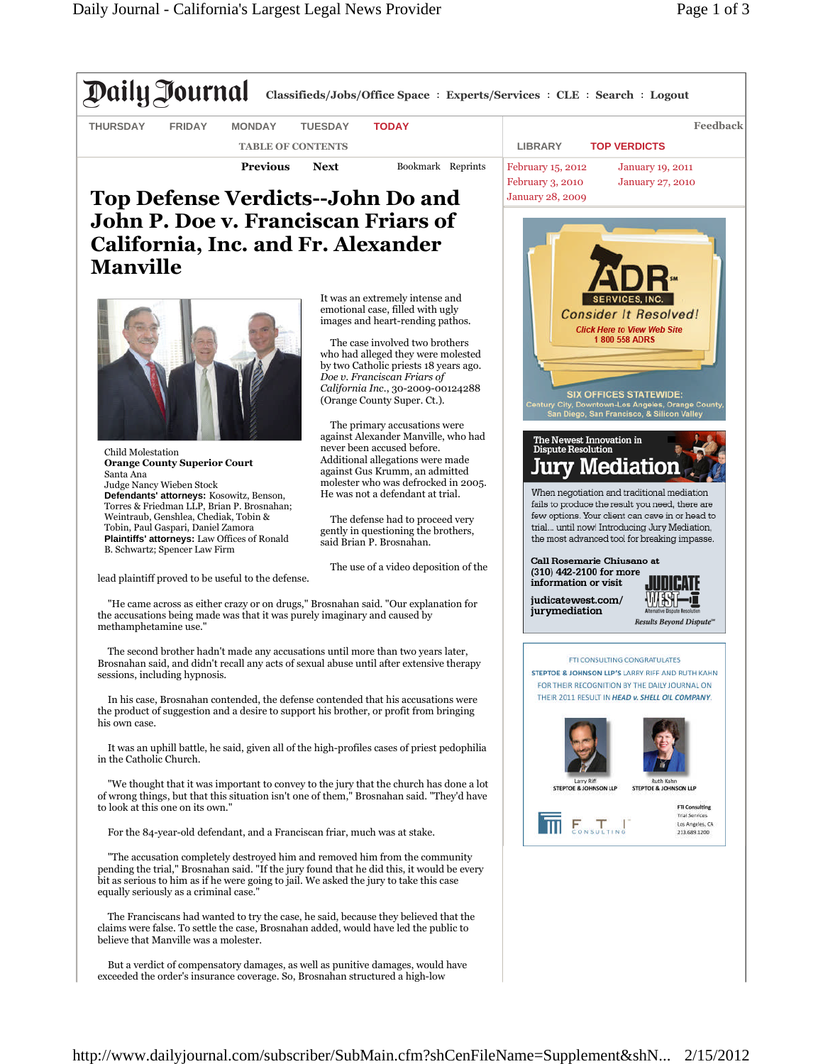# Top Defense Verdicts--John Do and John P. Doe v. Franciscan Friars of California, Inc. and Fr. Alexander Manville

Child Molestation
**Orange County Superior Court**
Santa Ana
Judge Nancy Wieben Stock
**Defendants' attorneys:** Kosowitz, Benson, Torres & Friedman LLP, Brian P. Brosnahan; Weintraub, Genshlea, Chediak, Tobin & Tobin, Paul Gaspari, Daniel Zamora
**Plaintiffs' attorneys:** Law Offices of Ronald B. Schwartz; Spencer Law Firm

It was an extremely intense and emotional case, filled with ugly images and heart-rending pathos.

The case involved two brothers who had alleged they were molested by two Catholic priests 18 years ago. *Doe v. Franciscan Friars of California Inc.*, 30-2009-00124288 (Orange County Super. Ct.).

The primary accusations were against Alexander Manville, who had never been accused before. Additional allegations were made against Gus Krumm, an admitted molester who was defrocked in 2005. He was not a defendant at trial.

The defense had to proceed very gently in questioning the brothers, said Brian P. Brosnahan.

The use of a video deposition of the lead plaintiff proved to be useful to the defense.

"He came across as either crazy or on drugs," Brosnahan said. "Our explanation for the accusations being made was that it was purely imaginary and caused by methamphetamine use."

The second brother hadn't made any accusations until more than two years later, Brosnahan said, and didn't recall any acts of sexual abuse until after extensive therapy sessions, including hypnosis.

In his case, Brosnahan contended, the defense contended that his accusations were the product of suggestion and a desire to support his brother, or profit from bringing his own case.

It was an uphill battle, he said, given all of the high-profiles cases of priest pedophilia in the Catholic Church.

"We thought that it was important to convey to the jury that the church has done a lot of wrong things, but that this situation isn't one of them," Brosnahan said. "They'd have to look at this one on its own."

For the 84-year-old defendant, and a Franciscan friar, much was at stake.

"The accusation completely destroyed him and removed him from the community pending the trial," Brosnahan said. "If the jury found that he did this, it would be every bit as serious to him as if he were going to jail. We asked the jury to take this case equally seriously as a criminal case."

The Franciscans had wanted to try the case, he said, because they believed that the claims were false. To settle the case, Brosnahan added, would have led the public to believe that Manville was a molester.

But a verdict of compensatory damages, as well as punitive damages, would have exceeded the order's insurance coverage. So, Brosnahan structured a high-low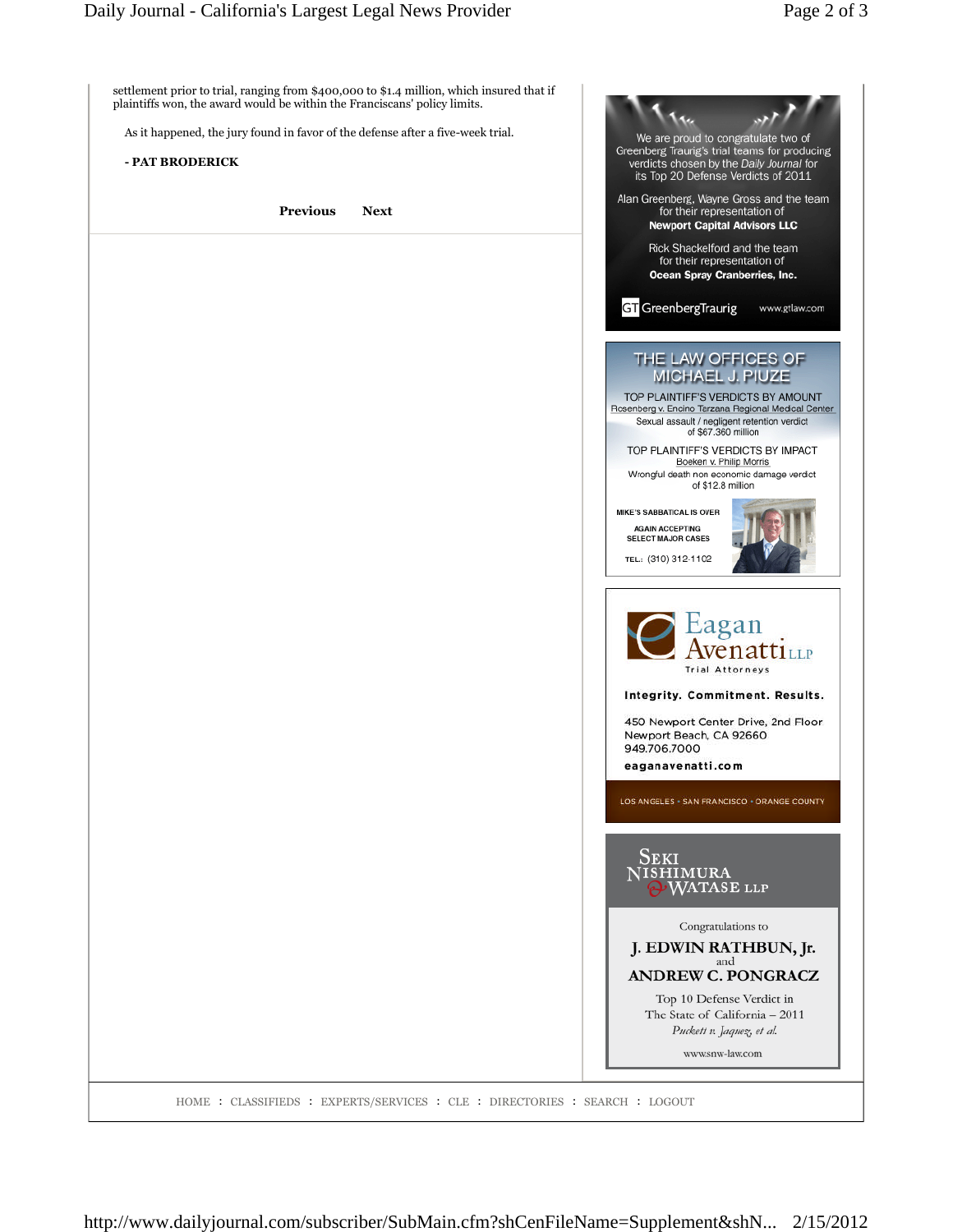settlement prior to trial, ranging from $400,000 to $1.4 million, which insured that if plaintiffs won, the award would be within the Franciscans' policy limits.

As it happened, the jury found in favor of the defense after a five-week trial.

**- PAT BRODERICK**

**Previous** **Next**

We are proud to congratulate two of Greenberg Traurig's trial teams for producing verdicts chosen by the *Daily Journal* for its Top 20 Defense Verdicts of 2011

Alan Greenberg, Wayne Gross and the team for their representation of **Newport Capital Advisors LLC**

Rick Shackelford and the team for their representation of **Ocean Spray Cranberries, Inc.**

GT GreenbergTraurig www.gtlaw.com

THE LAW OFFICES OF MICHAEL J. PIUZE

TOP PLAINTIFF'S VERDICTS BY AMOUNT
Rosenberg v. Encino Tarzana Regional Medical Center
Sexual assault / negligent retention verdict of $67.360 million

TOP PLAINTIFF'S VERDICTS BY IMPACT
Boeken v. Philip Morris
Wrongful death non economic damage verdict of $12.8 million

MIKE'S SABBATICAL IS OVER

AGAIN ACCEPTING SELECT MAJOR CASES

TEL: (310) 312-1102

Eagan Avenatti LLP
Trial Attorneys

**Integrity. Commitment. Results.**

450 Newport Center Drive, 2nd Floor
Newport Beach, CA 92660
949.706.7000

**eaganavenatti.com**

LOS ANGELES • SAN FRANCISCO • ORANGE COUNTY

SEKI NISHIMURA & WATASE LLP

Congratulations to

**J. EDWIN RATHBUN, Jr.**
and
**ANDREW C. PONGRACZ**

Top 10 Defense Verdict in
The State of California – 2011
*Puckett v. Jaquez, et al.*

www.snw-law.com

HOME : CLASSIFIEDS : EXPERTS/SERVICES : CLE : DIRECTORIES : SEARCH : LOGOUT